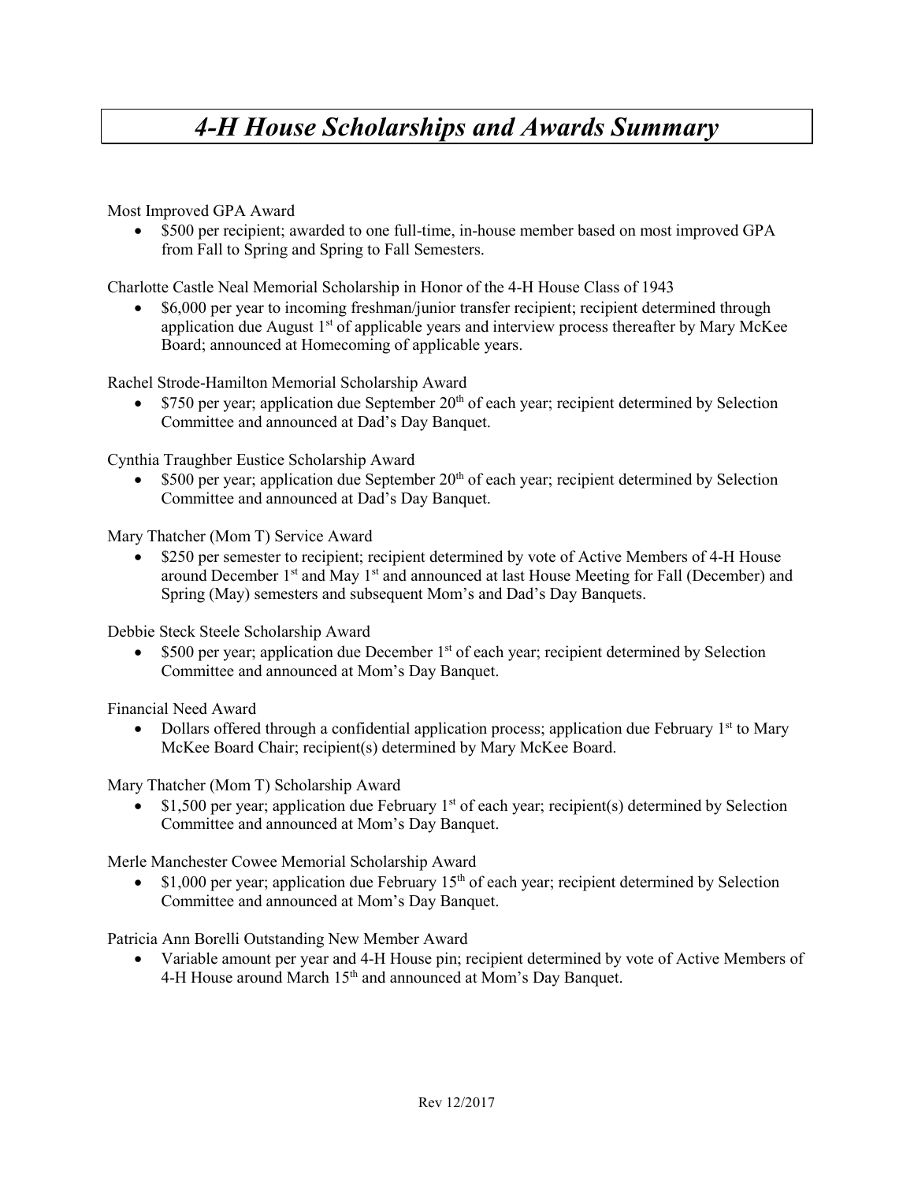# *4-H House Scholarships and Awards Summary*

Most Improved GPA Award

- $500 per recipient; awarded to one full-time, in-house member based on most improved GPA from Fall to Spring and Spring to Fall Semesters.

Charlotte Castle Neal Memorial Scholarship in Honor of the 4-H House Class of 1943

- $6,000 per year to incoming freshman/junior transfer recipient; recipient determined through application due August 1st of applicable years and interview process thereafter by Mary McKee Board; announced at Homecoming of applicable years.

Rachel Strode-Hamilton Memorial Scholarship Award

- $750 per year; application due September 20th of each year; recipient determined by Selection Committee and announced at Dad's Day Banquet.

Cynthia Traughber Eustice Scholarship Award

- $500 per year; application due September 20th of each year; recipient determined by Selection Committee and announced at Dad's Day Banquet.

Mary Thatcher (Mom T) Service Award

- $250 per semester to recipient; recipient determined by vote of Active Members of 4-H House around December 1st and May 1st and announced at last House Meeting for Fall (December) and Spring (May) semesters and subsequent Mom's and Dad's Day Banquets.

Debbie Steck Steele Scholarship Award

- $500 per year; application due December 1st of each year; recipient determined by Selection Committee and announced at Mom's Day Banquet.

Financial Need Award

- Dollars offered through a confidential application process; application due February 1st to Mary McKee Board Chair; recipient(s) determined by Mary McKee Board.

Mary Thatcher (Mom T) Scholarship Award

- $1,500 per year; application due February 1st of each year; recipient(s) determined by Selection Committee and announced at Mom's Day Banquet.

Merle Manchester Cowee Memorial Scholarship Award

- $1,000 per year; application due February 15th of each year; recipient determined by Selection Committee and announced at Mom's Day Banquet.

Patricia Ann Borelli Outstanding New Member Award

- Variable amount per year and 4-H House pin; recipient determined by vote of Active Members of 4-H House around March 15th and announced at Mom's Day Banquet.

Rev 12/2017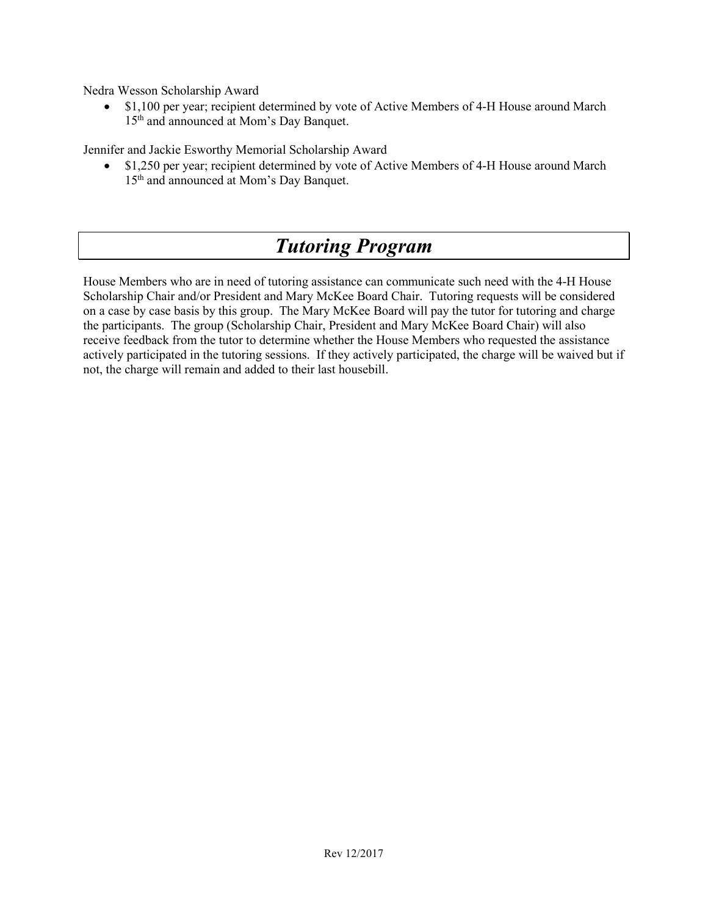Nedra Wesson Scholarship Award

- $1,100 per year; recipient determined by vote of Active Members of 4-H House around March 15th and announced at Mom's Day Banquet.

Jennifer and Jackie Esworthy Memorial Scholarship Award

- $1,250 per year; recipient determined by vote of Active Members of 4-H House around March 15th and announced at Mom's Day Banquet.

# *Tutoring Program*

House Members who are in need of tutoring assistance can communicate such need with the 4-H House Scholarship Chair and/or President and Mary McKee Board Chair. Tutoring requests will be considered on a case by case basis by this group. The Mary McKee Board will pay the tutor for tutoring and charge the participants. The group (Scholarship Chair, President and Mary McKee Board Chair) will also receive feedback from the tutor to determine whether the House Members who requested the assistance actively participated in the tutoring sessions. If they actively participated, the charge will be waived but if not, the charge will remain and added to their last housebill.

Rev 12/2017